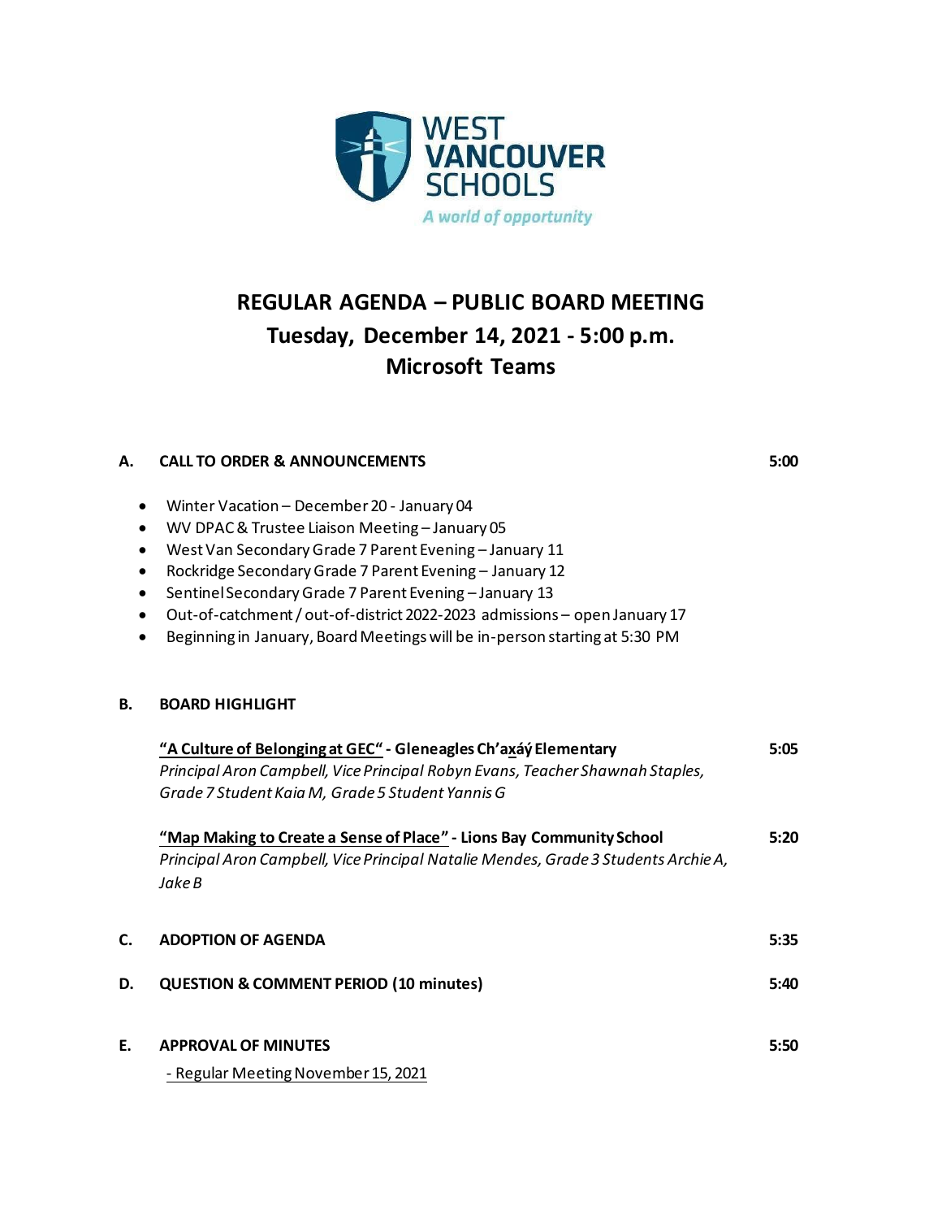WEST VANCOUVER SCHOOLS

*A world of opportunity*

# REGULAR AGENDA – PUBLIC BOARD MEETING

## Tuesday, December 14, 2021 - 5:00 p.m.

## Microsoft Teams

**A. CALL TO ORDER & ANNOUNCEMENTS** **5:00**

- Winter Vacation – December 20 - January 04
- WV DPAC & Trustee Liaison Meeting – January 05
- West Van Secondary Grade 7 Parent Evening – January 11
- Rockridge Secondary Grade 7 Parent Evening – January 12
- Sentinel Secondary Grade 7 Parent Evening – January 13
- Out-of-catchment / out-of-district 2022-2023 admissions – open January 17
- Beginning in January, Board Meetings will be in-person starting at 5:30 PM

**B. BOARD HIGHLIGHT**

**"A Culture of Belonging at GEC" - Gleneagles Ch'axáý Elementary** **5:05**
*Principal Aron Campbell, Vice Principal Robyn Evans, Teacher Shawnah Staples, Grade 7 Student Kaia M, Grade 5 Student Yannis G*

**"Map Making to Create a Sense of Place" - Lions Bay Community School** **5:20**
*Principal Aron Campbell, Vice Principal Natalie Mendes, Grade 3 Students Archie A, Jake B*

**C. ADOPTION OF AGENDA** **5:35**

**D. QUESTION & COMMENT PERIOD (10 minutes)** **5:40**

**E. APPROVAL OF MINUTES** **5:50**

- Regular Meeting November 15, 2021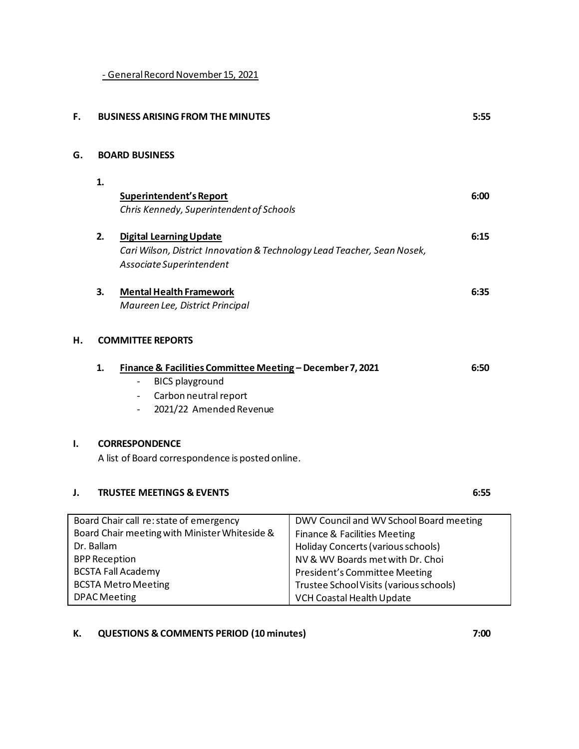- General Record November 15, 2021

**F. BUSINESS ARISING FROM THE MINUTES** 5:55

**G. BOARD BUSINESS**

1. **Superintendent's Report** 6:00
   *Chris Kennedy, Superintendent of Schools*

2. **Digital Learning Update** 6:15
   *Cari Wilson, District Innovation & Technology Lead Teacher, Sean Nosek, Associate Superintendent*

3. **Mental Health Framework** 6:35
   *Maureen Lee, District Principal*

**H. COMMITTEE REPORTS**

1. **Finance & Facilities Committee Meeting – December 7, 2021** 6:50
   - BICS playground
   - Carbon neutral report
   - 2021/22 Amended Revenue

**I. CORRESPONDENCE**

A list of Board correspondence is posted online.

**J. TRUSTEE MEETINGS & EVENTS** 6:55

| | |
|---|---|
| Board Chair call re: state of emergency | DWV Council and WV School Board meeting |
| Board Chair meeting with Minister Whiteside & Dr. Ballam | Finance & Facilities Meeting |
| BPP Reception | Holiday Concerts (various schools) |
| BCSTA Fall Academy | NV & WV Boards met with Dr. Choi |
| BCSTA Metro Meeting | President's Committee Meeting |
| DPAC Meeting | Trustee School Visits (various schools) |
| | VCH Coastal Health Update |

**K. QUESTIONS & COMMENTS PERIOD (10 minutes)** 7:00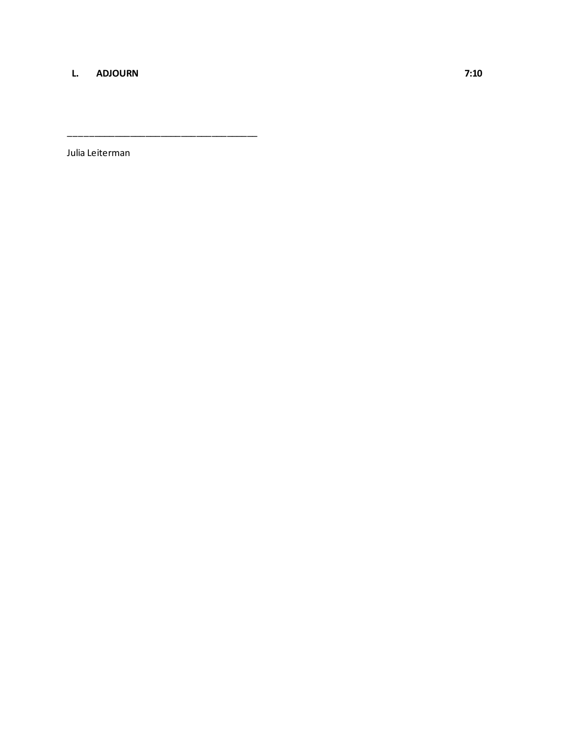**L. ADJOURN** **7:10**

\_\_\_\_\_\_\_\_\_\_\_\_\_\_\_\_\_\_\_\_\_\_\_\_\_\_\_\_\_\_\_\_\_\_\_\_

Julia Leiterman